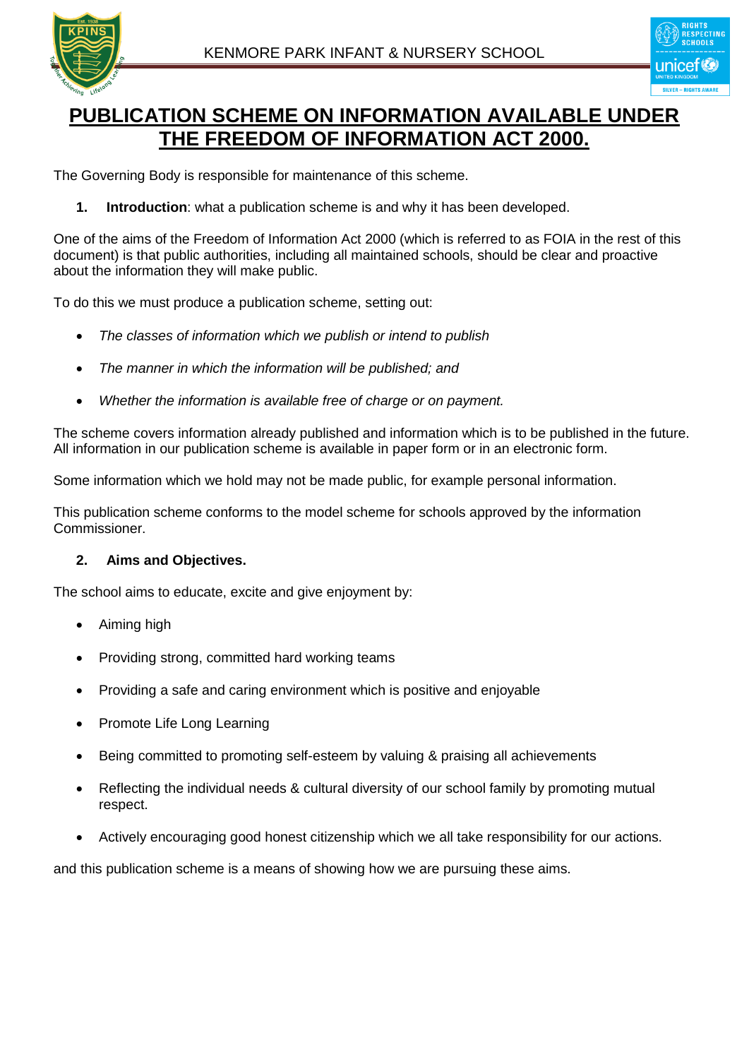# PUBLICATION SCHEME ON INFORMATION AVAILABLE UNDER THE FREEDOM OF INFORMATION ACT 2000.

The Governing Body is responsible for maintenance of this scheme.

1. **Introduction**: what a publication scheme is and why it has been developed.

One of the aims of the Freedom of Information Act 2000 (which is referred to as FOIA in the rest of this document) is that public authorities, including all maintained schools, should be clear and proactive about the information they will make public.

To do this we must produce a publication scheme, setting out:

- *The classes of information which we publish or intend to publish*
- *The manner in which the information will be published; and*
- *Whether the information is available free of charge or on payment.*

The scheme covers information already published and information which is to be published in the future. All information in our publication scheme is available in paper form or in an electronic form.

Some information which we hold may not be made public, for example personal information.

This publication scheme conforms to the model scheme for schools approved by the information Commissioner.

2. **Aims and Objectives.**

The school aims to educate, excite and give enjoyment by:

- Aiming high
- Providing strong, committed hard working teams
- Providing a safe and caring environment which is positive and enjoyable
- Promote Life Long Learning
- Being committed to promoting self-esteem by valuing & praising all achievements
- Reflecting the individual needs & cultural diversity of our school family by promoting mutual respect.
- Actively encouraging good honest citizenship which we all take responsibility for our actions.

and this publication scheme is a means of showing how we are pursuing these aims.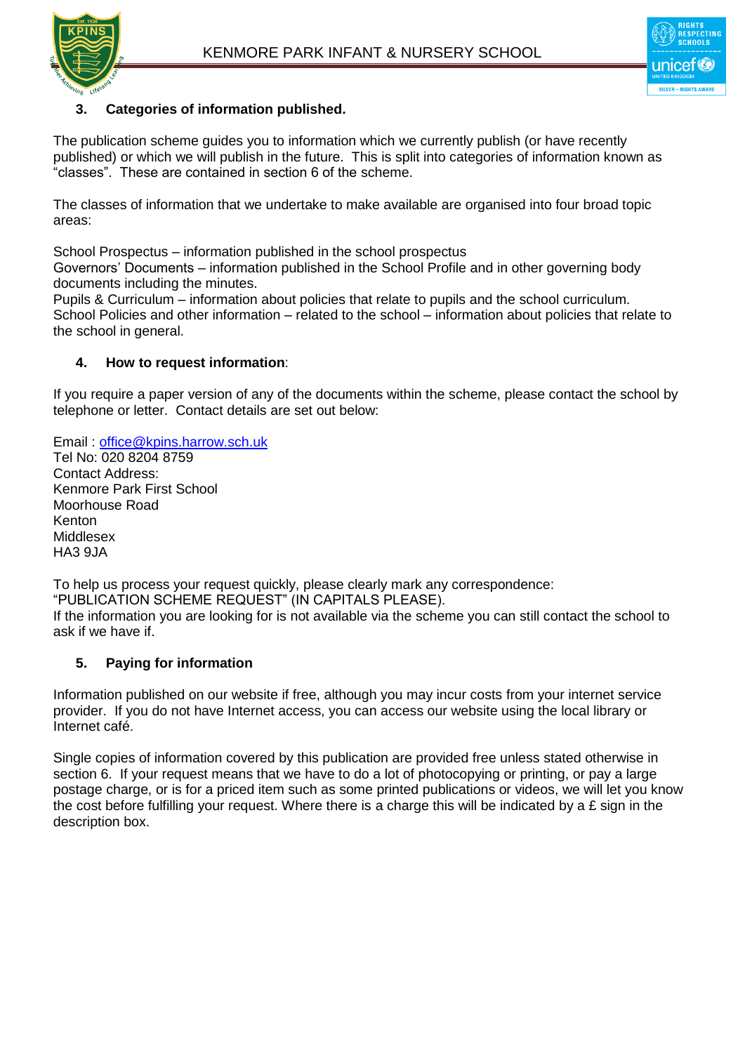## 3. Categories of information published.

The publication scheme guides you to information which we currently publish (or have recently published) or which we will publish in the future. This is split into categories of information known as "classes". These are contained in section 6 of the scheme.

The classes of information that we undertake to make available are organised into four broad topic areas:

School Prospectus – information published in the school prospectus
Governors' Documents – information published in the School Profile and in other governing body documents including the minutes.
Pupils & Curriculum – information about policies that relate to pupils and the school curriculum.
School Policies and other information – related to the school – information about policies that relate to the school in general.

## 4. How to request information:

If you require a paper version of any of the documents within the scheme, please contact the school by telephone or letter. Contact details are set out below:

Email : office@kpins.harrow.sch.uk
Tel No: 020 8204 8759
Contact Address:
Kenmore Park First School
Moorhouse Road
Kenton
Middlesex
HA3 9JA

To help us process your request quickly, please clearly mark any correspondence:
"PUBLICATION SCHEME REQUEST" (IN CAPITALS PLEASE).
If the information you are looking for is not available via the scheme you can still contact the school to ask if we have if.

## 5. Paying for information

Information published on our website if free, although you may incur costs from your internet service provider. If you do not have Internet access, you can access our website using the local library or Internet café.

Single copies of information covered by this publication are provided free unless stated otherwise in section 6. If your request means that we have to do a lot of photocopying or printing, or pay a large postage charge, or is for a priced item such as some printed publications or videos, we will let you know the cost before fulfilling your request. Where there is a charge this will be indicated by a £ sign in the description box.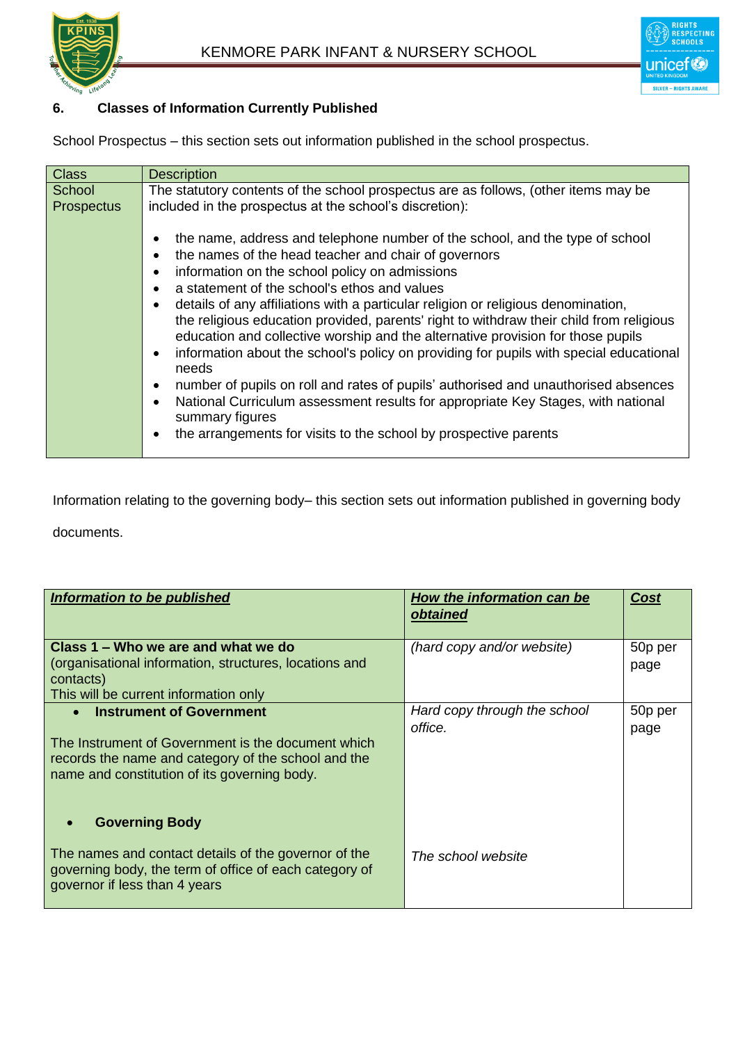## 6. Classes of Information Currently Published

School Prospectus – this section sets out information published in the school prospectus.

| Class | Description |
|---|---|
| School Prospectus | The statutory contents of the school prospectus are as follows, (other items may be included in the prospectus at the school's discretion):<br><br>• the name, address and telephone number of the school, and the type of school<br>• the names of the head teacher and chair of governors<br>• information on the school policy on admissions<br>• a statement of the school's ethos and values<br>• details of any affiliations with a particular religion or religious denomination, the religious education provided, parents' right to withdraw their child from religious education and collective worship and the alternative provision for those pupils<br>• information about the school's policy on providing for pupils with special educational needs<br>• number of pupils on roll and rates of pupils' authorised and unauthorised absences<br>• National Curriculum assessment results for appropriate Key Stages, with national summary figures<br>• the arrangements for visits to the school by prospective parents |

Information relating to the governing body– this section sets out information published in governing body documents.

| ***Information to be published*** | ***How the information can be obtained*** | ***Cost*** |
|---|---|---|
| **Class 1 – Who we are and what we do**<br>(organisational information, structures, locations and contacts)<br>This will be current information only | *(hard copy and/or website)* | 50p per page |
| • **Instrument of Government**<br><br>The Instrument of Government is the document which records the name and category of the school and the name and constitution of its governing body.<br><br>• **Governing Body**<br><br>The names and contact details of the governor of the governing body, the term of office of each category of governor if less than 4 years | *Hard copy through the school office.*<br><br><br><br><br>*The school website* | 50p per page |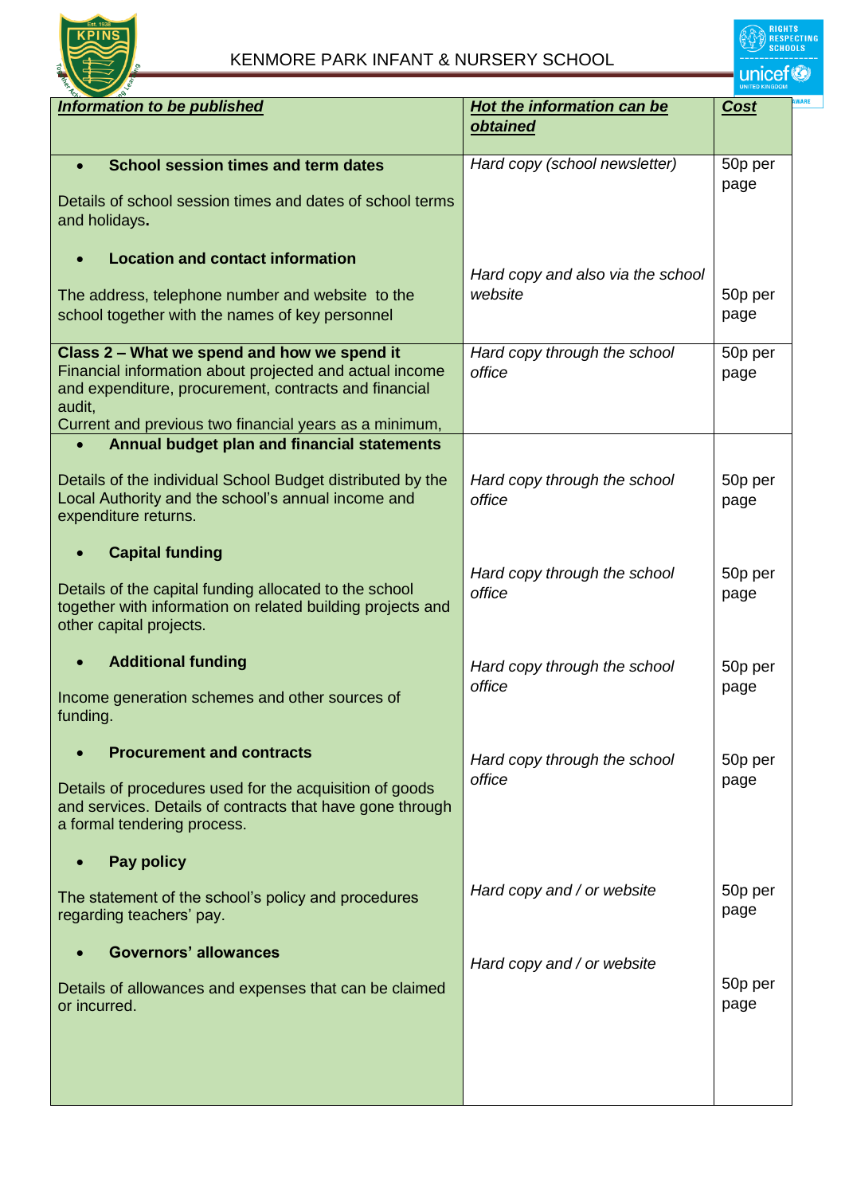KENMORE PARK INFANT & NURSERY SCHOOL

| ***Information to be published*** | ***Hot the information can be obtained*** | ***Cost*** |
|---|---|---|
| • **School session times and term dates**<br><br>Details of school session times and dates of school terms and holidays**.** | *Hard copy (school newsletter)* | 50p per page |
| • **Location and contact information**<br><br>The address, telephone number and website to the school together with the names of key personnel | *Hard copy and also via the school website* | 50p per page |
| **Class 2 – What we spend and how we spend it**<br>Financial information about projected and actual income and expenditure, procurement, contracts and financial audit,<br>Current and previous two financial years as a minimum, | *Hard copy through the school office* | 50p per page |
| • **Annual budget plan and financial statements**<br><br>Details of the individual School Budget distributed by the Local Authority and the school's annual income and expenditure returns. | *Hard copy through the school office* | 50p per page |
| • **Capital funding**<br><br>Details of the capital funding allocated to the school together with information on related building projects and other capital projects. | *Hard copy through the school office* | 50p per page |
| • **Additional funding**<br><br>Income generation schemes and other sources of funding. | *Hard copy through the school office* | 50p per page |
| • **Procurement and contracts**<br><br>Details of procedures used for the acquisition of goods and services. Details of contracts that have gone through a formal tendering process. | *Hard copy through the school office* | 50p per page |
| • **Pay policy**<br><br>The statement of the school's policy and procedures regarding teachers' pay. | *Hard copy and / or website* | 50p per page |
| • **Governors' allowances**<br><br>Details of allowances and expenses that can be claimed or incurred. | *Hard copy and / or website* | 50p per page |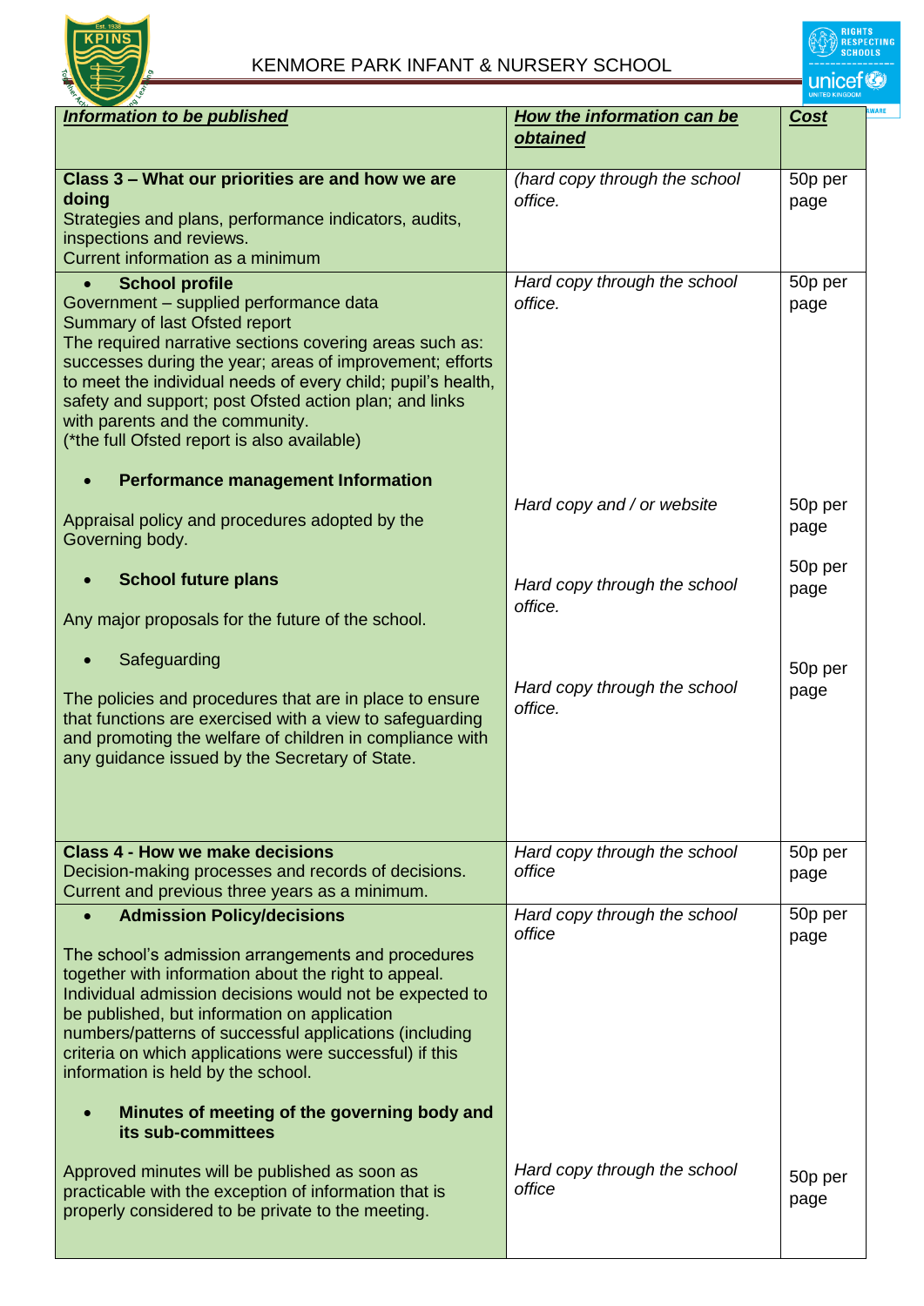| ***Information to be published*** | ***How the information can be obtained*** | ***Cost*** |
|---|---|---|
| **Class 3 – What our priorities are and how we are doing**<br>Strategies and plans, performance indicators, audits, inspections and reviews.<br>Current information as a minimum | *(hard copy through the school office.* | 50p per page |
| • **School profile**<br>Government – supplied performance data<br>Summary of last Ofsted report<br>The required narrative sections covering areas such as: successes during the year; areas of improvement; efforts to meet the individual needs of every child; pupil's health, safety and support; post Ofsted action plan; and links with parents and the community.<br>(*the full Ofsted report is also available) | *Hard copy through the school office.* | 50p per page |
| • **Performance management Information**<br>Appraisal policy and procedures adopted by the Governing body. | *Hard copy and / or website* | 50p per page |
| • **School future plans**<br>Any major proposals for the future of the school. | *Hard copy through the school office.* | 50p per page |
| • Safeguarding<br>The policies and procedures that are in place to ensure that functions are exercised with a view to safeguarding and promoting the welfare of children in compliance with any guidance issued by the Secretary of State. | *Hard copy through the school office.* | 50p per page |
| **Class 4 - How we make decisions**<br>Decision-making processes and records of decisions.<br>Current and previous three years as a minimum. | *Hard copy through the school office* | 50p per page |
| • **Admission Policy/decisions**<br>The school's admission arrangements and procedures together with information about the right to appeal. Individual admission decisions would not be expected to be published, but information on application numbers/patterns of successful applications (including criteria on which applications were successful) if this information is held by the school. | *Hard copy through the school office* | 50p per page |
| • **Minutes of meeting of the governing body and its sub-committees**<br>Approved minutes will be published as soon as practicable with the exception of information that is properly considered to be private to the meeting. | *Hard copy through the school office* | 50p per page |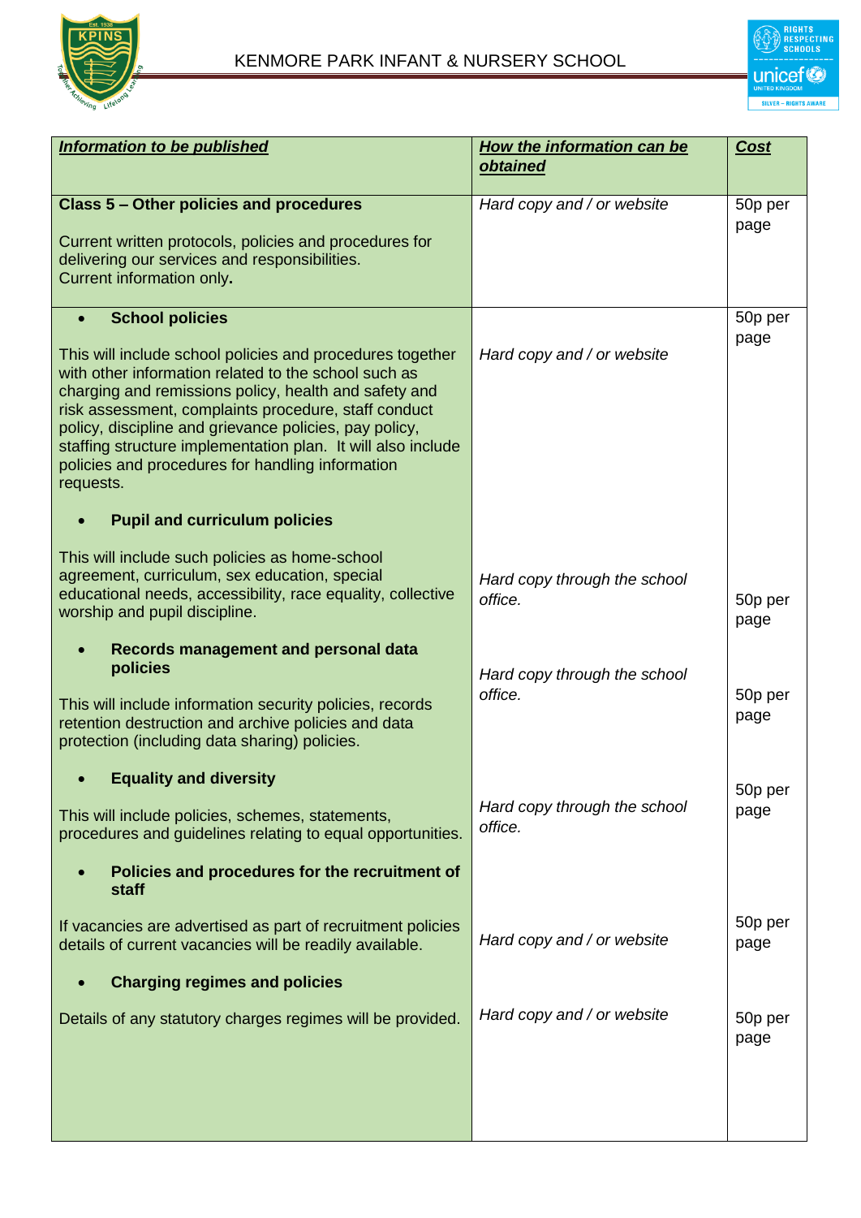| ***Information to be published*** | ***How the information can be obtained*** | ***Cost*** |
|---|---|---|
| **Class 5 – Other policies and procedures**<br><br>Current written protocols, policies and procedures for delivering our services and responsibilities.<br>Current information only**.** | *Hard copy and / or website* | 50p per page |
| • **School policies**<br><br>This will include school policies and procedures together with other information related to the school such as charging and remissions policy, health and safety and risk assessment, complaints procedure, staff conduct policy, discipline and grievance policies, pay policy, staffing structure implementation plan. It will also include policies and procedures for handling information requests. | *Hard copy and / or website* | 50p per page |
| • **Pupil and curriculum policies**<br><br>This will include such policies as home-school agreement, curriculum, sex education, special educational needs, accessibility, race equality, collective worship and pupil discipline. | *Hard copy through the school office.* | 50p per page |
| • **Records management and personal data policies**<br><br>This will include information security policies, records retention destruction and archive policies and data protection (including data sharing) policies. | *Hard copy through the school office.* | 50p per page |
| • **Equality and diversity**<br><br>This will include policies, schemes, statements, procedures and guidelines relating to equal opportunities. | *Hard copy through the school office.* | 50p per page |
| • **Policies and procedures for the recruitment of staff**<br><br>If vacancies are advertised as part of recruitment policies details of current vacancies will be readily available. | *Hard copy and / or website* | 50p per page |
| • **Charging regimes and policies**<br><br>Details of any statutory charges regimes will be provided. | *Hard copy and / or website* | 50p per page |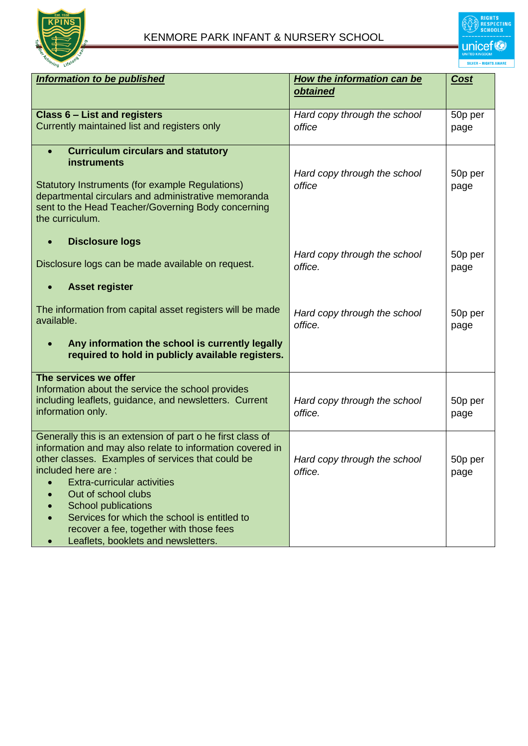| ***Information to be published*** | ***How the information can be obtained*** | ***Cost*** |
|---|---|---|
| **Class 6 – List and registers**<br>Currently maintained list and registers only | *Hard copy through the school office* | 50p per page |
| • **Curriculum circulars and statutory instruments**<br><br>Statutory Instruments (for example Regulations) departmental circulars and administrative memoranda sent to the Head Teacher/Governing Body concerning the curriculum.<br><br>• **Disclosure logs**<br><br>Disclosure logs can be made available on request.<br><br>• **Asset register**<br><br>The information from capital asset registers will be made available.<br><br>• **Any information the school is currently legally required to hold in publicly available registers.** | *Hard copy through the school office*<br><br>*Hard copy through the school office.*<br><br>*Hard copy through the school office.* | 50p per page<br><br>50p per page<br><br>50p per page |
| **The services we offer**<br>Information about the service the school provides including leaflets, guidance, and newsletters. Current information only. | *Hard copy through the school office.* | 50p per page |
| Generally this is an extension of part o he first class of information and may also relate to information covered in other classes. Examples of services that could be included here are :<br>• Extra-curricular activities<br>• Out of school clubs<br>• School publications<br>• Services for which the school is entitled to recover a fee, together with those fees<br>• Leaflets, booklets and newsletters. | *Hard copy through the school office.* | 50p per page |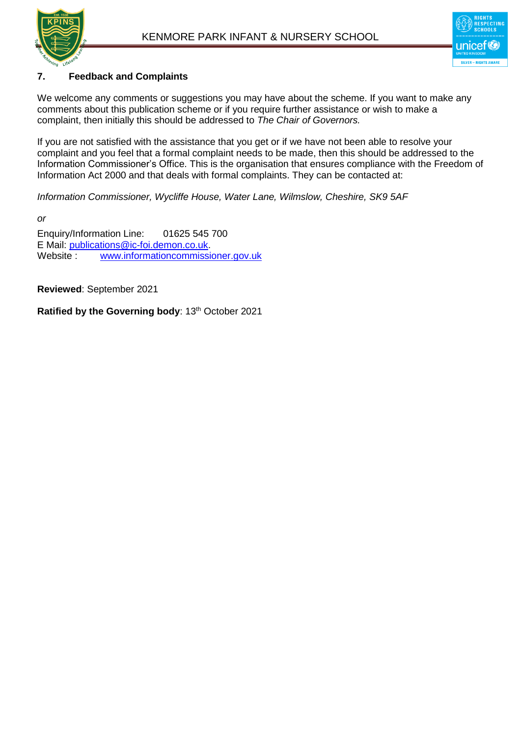## 7. Feedback and Complaints

We welcome any comments or suggestions you may have about the scheme. If you want to make any comments about this publication scheme or if you require further assistance or wish to make a complaint, then initially this should be addressed to *The Chair of Governors.*

If you are not satisfied with the assistance that you get or if we have not been able to resolve your complaint and you feel that a formal complaint needs to be made, then this should be addressed to the Information Commissioner's Office. This is the organisation that ensures compliance with the Freedom of Information Act 2000 and that deals with formal complaints. They can be contacted at:

*Information Commissioner, Wycliffe House, Water Lane, Wilmslow, Cheshire, SK9 5AF*

*or*

Enquiry/Information Line: 01625 545 700
E Mail: publications@ic-foi.demon.co.uk.
Website : www.informationcommissioner.gov.uk

**Reviewed**: September 2021

**Ratified by the Governing body**: 13th October 2021